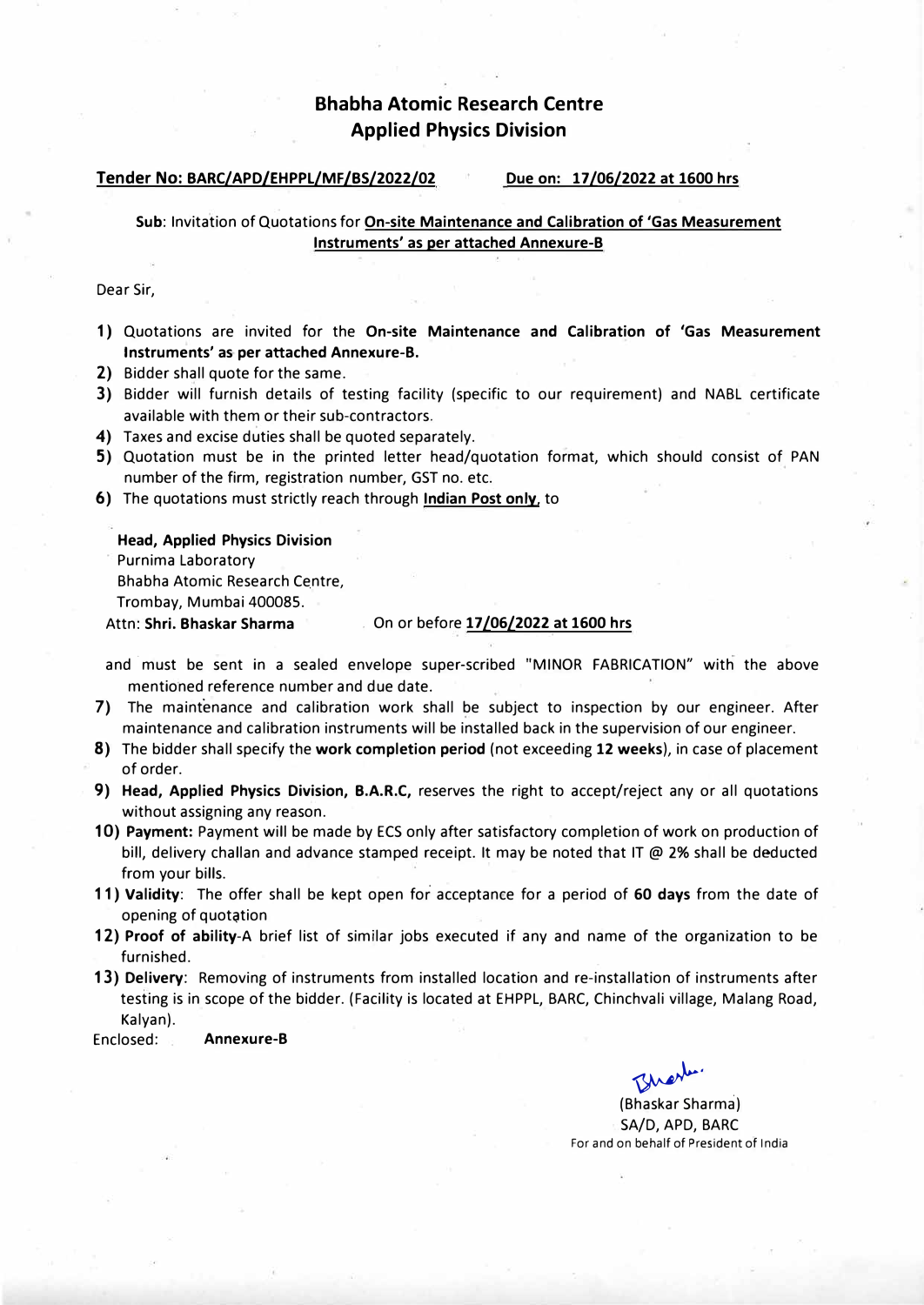# Bhabha Atomic Research Centre
## Applied Physics Division

**Tender No: BARC/APD/EHPPL/MF/BS/2022/02** **Due on: 17/06/2022 at 1600 hrs**

**Sub**: Invitation of Quotations for **On-site Maintenance and Calibration of 'Gas Measurement Instruments' as per attached Annexure-B**

Dear Sir,

1) Quotations are invited for the **On-site Maintenance and Calibration of 'Gas Measurement Instruments' as per attached Annexure-B.**
2) Bidder shall quote for the same.
3) Bidder will furnish details of testing facility (specific to our requirement) and NABL certificate available with them or their sub-contractors.
4) Taxes and excise duties shall be quoted separately.
5) Quotation must be in the printed letter head/quotation format, which should consist of PAN number of the firm, registration number, GST no. etc.
6) The quotations must strictly reach through **Indian Post only**, to

   **Head, Applied Physics Division**
   Purnima Laboratory
   Bhabha Atomic Research Centre,
   Trombay, Mumbai 400085.
   Attn: **Shri. Bhaskar Sharma** On or before **17/06/2022 at 1600 hrs**

   and must be sent in a sealed envelope super-scribed "MINOR FABRICATION" with the above mentioned reference number and due date.

7) The maintenance and calibration work shall be subject to inspection by our engineer. After maintenance and calibration instruments will be installed back in the supervision of our engineer.
8) The bidder shall specify the **work completion period** (not exceeding **12 weeks**), in case of placement of order.
9) **Head, Applied Physics Division, B.A.R.C,** reserves the right to accept/reject any or all quotations without assigning any reason.
10) **Payment:** Payment will be made by ECS only after satisfactory completion of work on production of bill, delivery challan and advance stamped receipt. It may be noted that IT @ 2% shall be deducted from your bills.
11) **Validity**: The offer shall be kept open for acceptance for a period of **60 days** from the date of opening of quotation
12) **Proof of ability**-A brief list of similar jobs executed if any and name of the organization to be furnished.
13) **Delivery**: Removing of instruments from installed location and re-installation of instruments after testing is in scope of the bidder. (Facility is located at EHPPL, BARC, Chinchvali village, Malang Road, Kalyan).

Enclosed: **Annexure-B**

(Bhaskar Sharma)
SA/D, APD, BARC
For and on behalf of President of India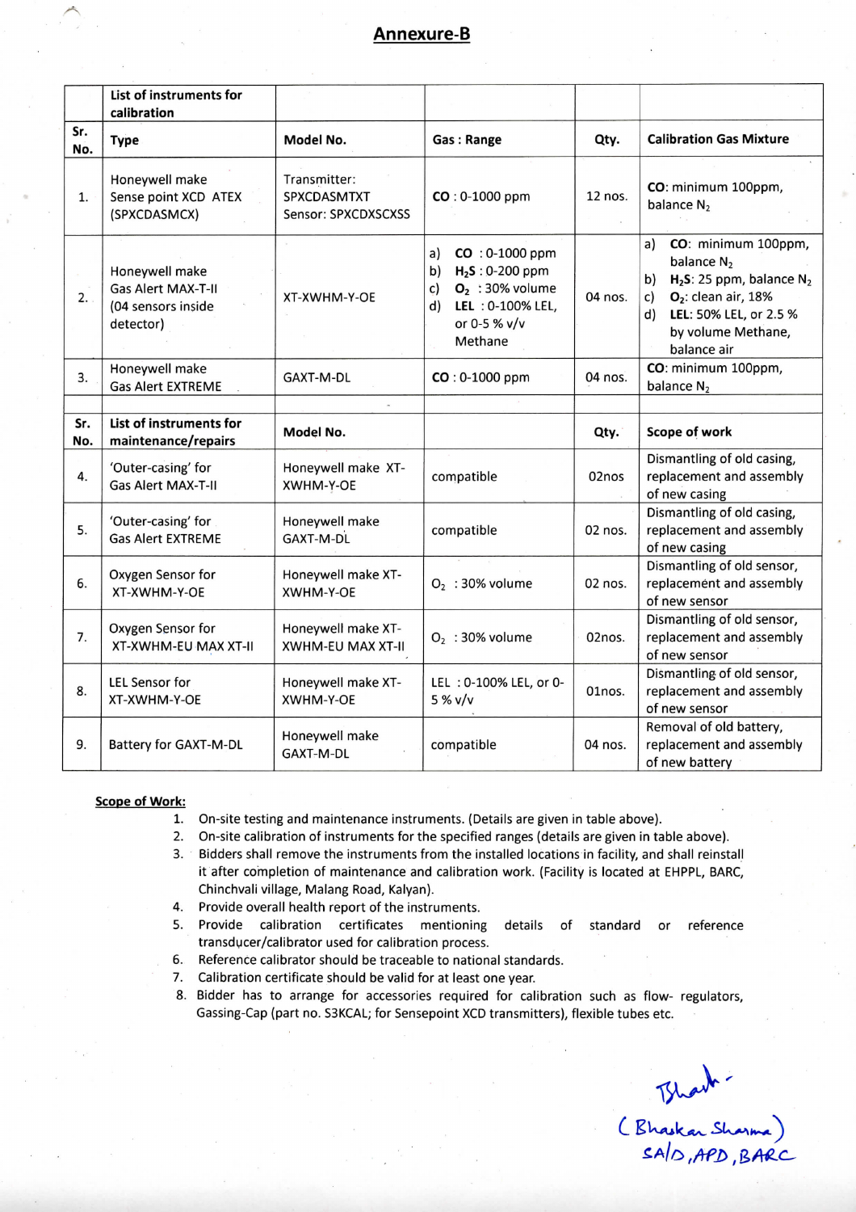# Annexure-B

| | List of instruments for calibration | | | | |
|---|---|---|---|---|---|
| **Sr. No.** | **Type** | **Model No.** | **Gas : Range** | **Qty.** | **Calibration Gas Mixture** |
| 1. | Honeywell make Sense point XCD ATEX (SPXCDASMCX) | Transmitter: SPXCDASMTXT Sensor: SPXCDXSCXSS | **CO** : 0-1000 ppm | 12 nos. | **CO**: minimum 100ppm, balance $N_2$ |
| 2. | Honeywell make Gas Alert MAX-T-II (04 sensors inside detector) | XT-XWHM-Y-OE | a) **CO** : 0-1000 ppm b) **$H_2S$** : 0-200 ppm c) **$O_2$** : 30% volume d) **LEL** : 0-100% LEL, or 0-5 % v/v Methane | 04 nos. | a) **CO**: minimum 100ppm, balance $N_2$ b) **$H_2S$**: 25 ppm, balance $N_2$ c) **$O_2$**: clean air, 18% d) **LEL**: 50% LEL, or 2.5 % by volume Methane, balance air |
| 3. | Honeywell make Gas Alert EXTREME | GAXT-M-DL | **CO** : 0-1000 ppm | 04 nos. | **CO**: minimum 100ppm, balance $N_2$ |
| | | | | | |
| **Sr. No.** | **List of instruments for maintenance/repairs** | **Model No.** | | **Qty.** | **Scope of work** |
| 4. | 'Outer-casing' for Gas Alert MAX-T-II | Honeywell make XT-XWHM-Y-OE | compatible | 02nos | Dismantling of old casing, replacement and assembly of new casing |
| 5. | 'Outer-casing' for Gas Alert EXTREME | Honeywell make GAXT-M-DL | compatible | 02 nos. | Dismantling of old casing, replacement and assembly of new casing |
| 6. | Oxygen Sensor for XT-XWHM-Y-OE | Honeywell make XT-XWHM-Y-OE | $O_2$ : 30% volume | 02 nos. | Dismantling of old sensor, replacement and assembly of new sensor |
| 7. | Oxygen Sensor for XT-XWHM-EU MAX XT-II | Honeywell make XT-XWHM-EU MAX XT-II | $O_2$ : 30% volume | 02nos. | Dismantling of old sensor, replacement and assembly of new sensor |
| 8. | LEL Sensor for XT-XWHM-Y-OE | Honeywell make XT-XWHM-Y-OE | LEL : 0-100% LEL, or 0-5 % v/v | 01nos. | Dismantling of old sensor, replacement and assembly of new sensor |
| 9. | Battery for GAXT-M-DL | Honeywell make GAXT-M-DL | compatible | 04 nos. | Removal of old battery, replacement and assembly of new battery |

**Scope of Work:**

1. On-site testing and maintenance instruments. (Details are given in table above).
2. On-site calibration of instruments for the specified ranges (details are given in table above).
3. Bidders shall remove the instruments from the installed locations in facility, and shall reinstall it after completion of maintenance and calibration work. (Facility is located at EHPPL, BARC, Chinchvali village, Malang Road, Kalyan).
4. Provide overall health report of the instruments.
5. Provide calibration certificates mentioning details of standard or reference transducer/calibrator used for calibration process.
6. Reference calibrator should be traceable to national standards.
7. Calibration certificate should be valid for at least one year.
8. Bidder has to arrange for accessories required for calibration such as flow- regulators, Gassing-Cap (part no. S3KCAL; for Sensepoint XCD transmitters), flexible tubes etc.

(Bhaskar Sharma)
SA/D, APD, BARC